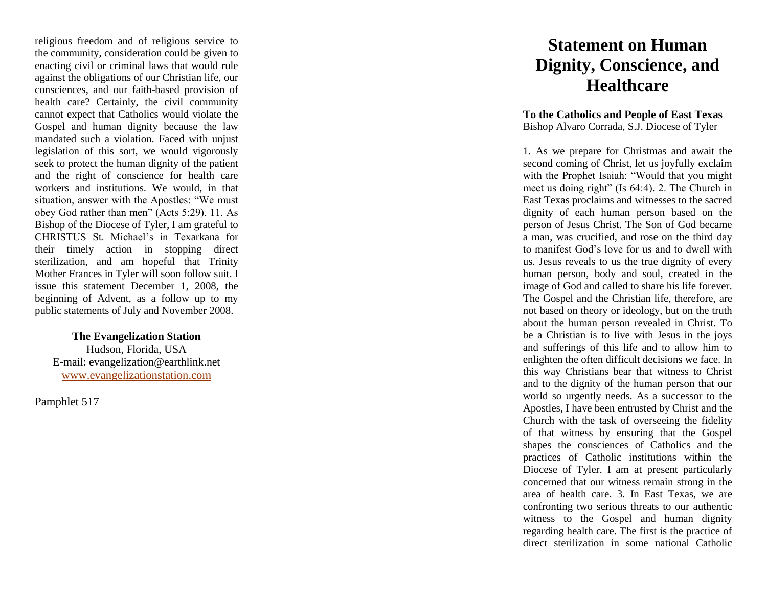# Statement on Human Dignity, Conscience, and Healthcare

**To the Catholics and People of East Texas**
Bishop Alvaro Corrada, S.J. Diocese of Tyler

1. As we prepare for Christmas and await the second coming of Christ, let us joyfully exclaim with the Prophet Isaiah: "Would that you might meet us doing right" (Is 64:4). 2. The Church in East Texas proclaims and witnesses to the sacred dignity of each human person based on the person of Jesus Christ. The Son of God became a man, was crucified, and rose on the third day to manifest God's love for us and to dwell with us. Jesus reveals to us the true dignity of every human person, body and soul, created in the image of God and called to share his life forever. The Gospel and the Christian life, therefore, are not based on theory or ideology, but on the truth about the human person revealed in Christ. To be a Christian is to live with Jesus in the joys and sufferings of this life and to allow him to enlighten the often difficult decisions we face. In this way Christians bear that witness to Christ and to the dignity of the human person that our world so urgently needs. As a successor to the Apostles, I have been entrusted by Christ and the Church with the task of overseeing the fidelity of that witness by ensuring that the Gospel shapes the consciences of Catholics and the practices of Catholic institutions within the Diocese of Tyler. I am at present particularly concerned that our witness remain strong in the area of health care. 3. In East Texas, we are confronting two serious threats to our authentic witness to the Gospel and human dignity regarding health care. The first is the practice of direct sterilization in some national Catholic

religious freedom and of religious service to the community, consideration could be given to enacting civil or criminal laws that would rule against the obligations of our Christian life, our consciences, and our faith-based provision of health care? Certainly, the civil community cannot expect that Catholics would violate the Gospel and human dignity because the law mandated such a violation. Faced with unjust legislation of this sort, we would vigorously seek to protect the human dignity of the patient and the right of conscience for health care workers and institutions. We would, in that situation, answer with the Apostles: "We must obey God rather than men" (Acts 5:29). 11. As Bishop of the Diocese of Tyler, I am grateful to CHRISTUS St. Michael's in Texarkana for their timely action in stopping direct sterilization, and am hopeful that Trinity Mother Frances in Tyler will soon follow suit. I issue this statement December 1, 2008, the beginning of Advent, as a follow up to my public statements of July and November 2008.

**The Evangelization Station**
Hudson, Florida, USA
E-mail: evangelization@earthlink.net
www.evangelizationstation.com

Pamphlet 517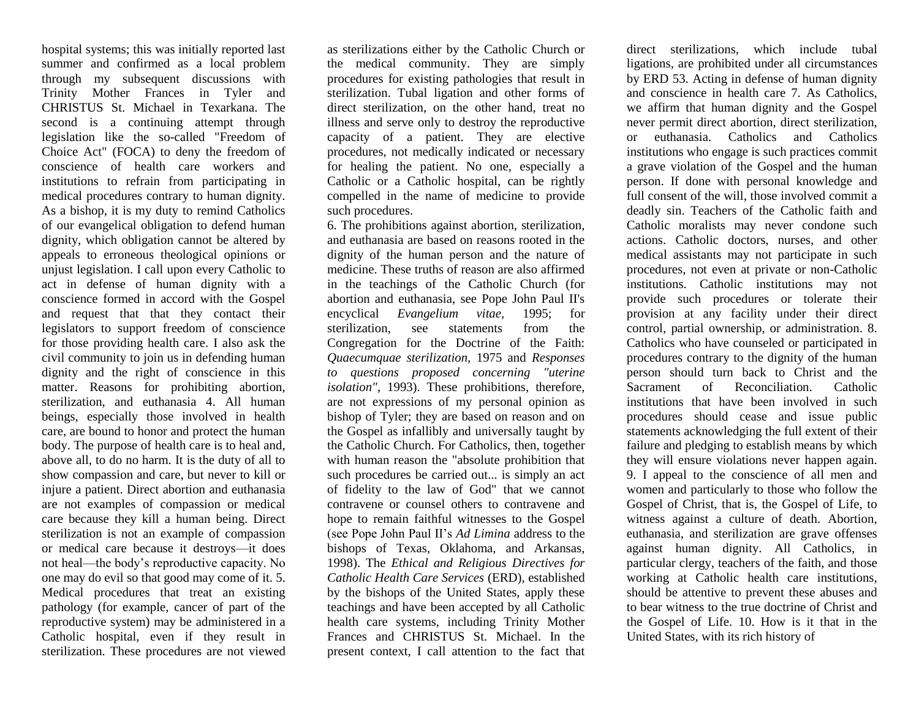hospital systems; this was initially reported last summer and confirmed as a local problem through my subsequent discussions with Trinity Mother Frances in Tyler and CHRISTUS St. Michael in Texarkana. The second is a continuing attempt through legislation like the so-called "Freedom of Choice Act" (FOCA) to deny the freedom of conscience of health care workers and institutions to refrain from participating in medical procedures contrary to human dignity. As a bishop, it is my duty to remind Catholics of our evangelical obligation to defend human dignity, which obligation cannot be altered by appeals to erroneous theological opinions or unjust legislation. I call upon every Catholic to act in defense of human dignity with a conscience formed in accord with the Gospel and request that that they contact their legislators to support freedom of conscience for those providing health care. I also ask the civil community to join us in defending human dignity and the right of conscience in this matter. Reasons for prohibiting abortion, sterilization, and euthanasia 4. All human beings, especially those involved in health care, are bound to honor and protect the human body. The purpose of health care is to heal and, above all, to do no harm. It is the duty of all to show compassion and care, but never to kill or injure a patient. Direct abortion and euthanasia are not examples of compassion or medical care because they kill a human being. Direct sterilization is not an example of compassion or medical care because it destroys—it does not heal—the body's reproductive capacity. No one may do evil so that good may come of it. 5. Medical procedures that treat an existing pathology (for example, cancer of part of the reproductive system) may be administered in a Catholic hospital, even if they result in sterilization. These procedures are not viewed as sterilizations either by the Catholic Church or the medical community. They are simply procedures for existing pathologies that result in sterilization. Tubal ligation and other forms of direct sterilization, on the other hand, treat no illness and serve only to destroy the reproductive capacity of a patient. They are elective procedures, not medically indicated or necessary for healing the patient. No one, especially a Catholic or a Catholic hospital, can be rightly compelled in the name of medicine to provide such procedures.

6. The prohibitions against abortion, sterilization, and euthanasia are based on reasons rooted in the dignity of the human person and the nature of medicine. These truths of reason are also affirmed in the teachings of the Catholic Church (for abortion and euthanasia, see Pope John Paul II's encyclical *Evangelium vitae,* 1995; for sterilization, see statements from the Congregation for the Doctrine of the Faith: *Quaecumquae sterilization,* 1975 and *Responses to questions proposed concerning "uterine isolation"*, 1993). These prohibitions, therefore, are not expressions of my personal opinion as bishop of Tyler; they are based on reason and on the Gospel as infallibly and universally taught by the Catholic Church. For Catholics, then, together with human reason the "absolute prohibition that such procedures be carried out... is simply an act of fidelity to the law of God" that we cannot contravene or counsel others to contravene and hope to remain faithful witnesses to the Gospel (see Pope John Paul II's *Ad Limina* address to the bishops of Texas, Oklahoma, and Arkansas, 1998). The *Ethical and Religious Directives for Catholic Health Care Services* (ERD), established by the bishops of the United States, apply these teachings and have been accepted by all Catholic health care systems, including Trinity Mother Frances and CHRISTUS St. Michael. In the present context, I call attention to the fact that direct sterilizations, which include tubal ligations, are prohibited under all circumstances by ERD 53. Acting in defense of human dignity and conscience in health care 7. As Catholics, we affirm that human dignity and the Gospel never permit direct abortion, direct sterilization, or euthanasia. Catholics and Catholics institutions who engage is such practices commit a grave violation of the Gospel and the human person. If done with personal knowledge and full consent of the will, those involved commit a deadly sin. Teachers of the Catholic faith and Catholic moralists may never condone such actions. Catholic doctors, nurses, and other medical assistants may not participate in such procedures, not even at private or non-Catholic institutions. Catholic institutions may not provide such procedures or tolerate their provision at any facility under their direct control, partial ownership, or administration. 8. Catholics who have counseled or participated in procedures contrary to the dignity of the human person should turn back to Christ and the Sacrament of Reconciliation. Catholic institutions that have been involved in such procedures should cease and issue public statements acknowledging the full extent of their failure and pledging to establish means by which they will ensure violations never happen again. 9. I appeal to the conscience of all men and women and particularly to those who follow the Gospel of Christ, that is, the Gospel of Life, to witness against a culture of death. Abortion, euthanasia, and sterilization are grave offenses against human dignity. All Catholics, in particular clergy, teachers of the faith, and those working at Catholic health care institutions, should be attentive to prevent these abuses and to bear witness to the true doctrine of Christ and the Gospel of Life. 10. How is it that in the United States, with its rich history of